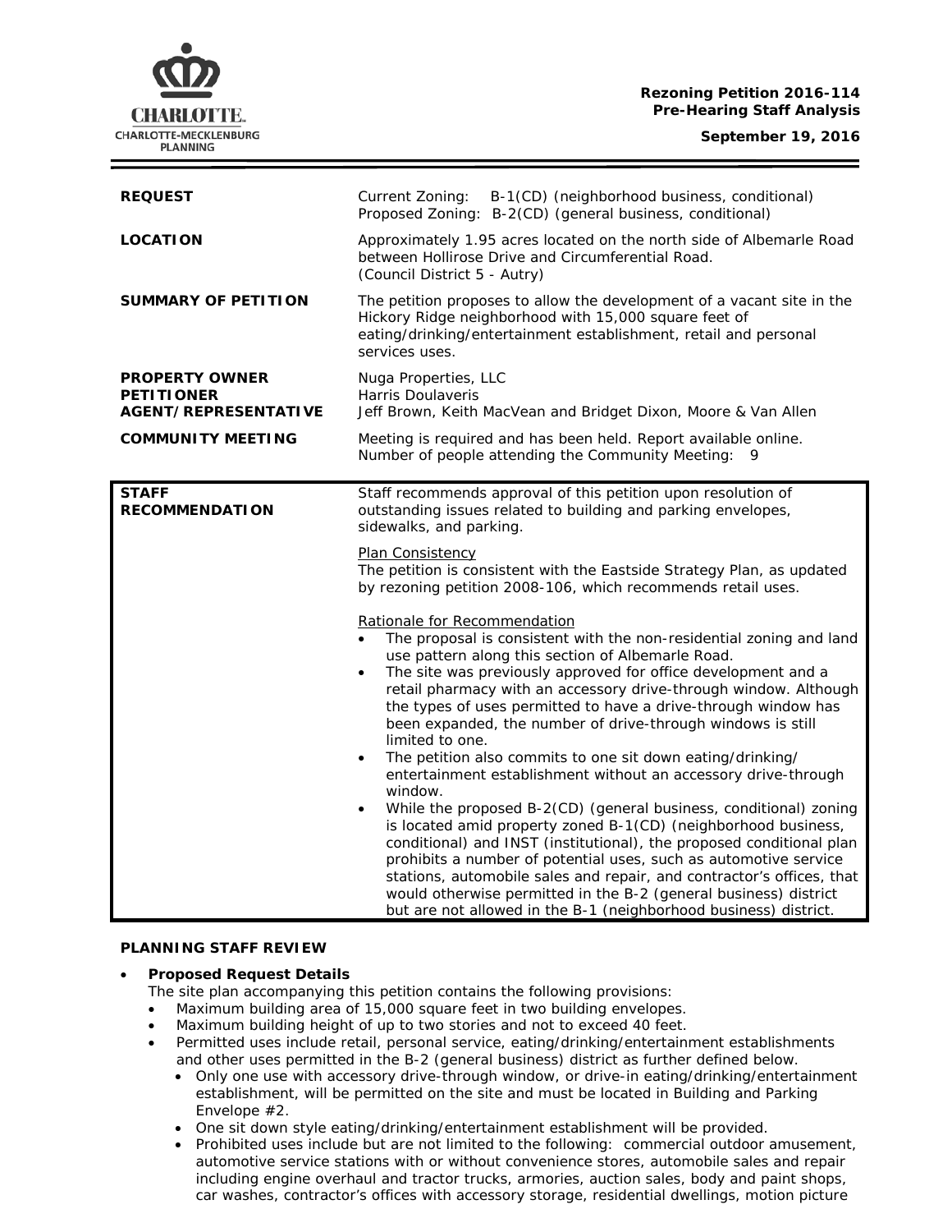**Rezoning Petition 2016-114**
**Pre-Hearing Staff Analysis**

**September 19, 2016**

| | |
|---|---|
| **REQUEST** | Current Zoning: B-1(CD) (neighborhood business, conditional)<br>Proposed Zoning: B-2(CD) (general business, conditional) |
| **LOCATION** | Approximately 1.95 acres located on the north side of Albemarle Road between Hollirose Drive and Circumferential Road.<br>(Council District 5 - Autry) |
| **SUMMARY OF PETITION** | The petition proposes to allow the development of a vacant site in the Hickory Ridge neighborhood with 15,000 square feet of eating/drinking/entertainment establishment, retail and personal services uses. |
| **PROPERTY OWNER**<br>**PETITIONER**<br>**AGENT/REPRESENTATIVE** | Nuga Properties, LLC<br>Harris Doulaveris<br>Jeff Brown, Keith MacVean and Bridget Dixon, Moore & Van Allen |
| **COMMUNITY MEETING** | Meeting is required and has been held. Report available online.<br>Number of people attending the Community Meeting: 9 |

**STAFF RECOMMENDATION**

Staff recommends approval of this petition upon resolution of outstanding issues related to building and parking envelopes, sidewalks, and parking.

Plan Consistency
The petition is consistent with the Eastside Strategy Plan, as updated by rezoning petition 2008-106, which recommends retail uses.

Rationale for Recommendation
- The proposal is consistent with the non-residential zoning and land use pattern along this section of Albemarle Road.
- The site was previously approved for office development and a retail pharmacy with an accessory drive-through window. Although the types of uses permitted to have a drive-through window has been expanded, the number of drive-through windows is still limited to one.
- The petition also commits to one sit down eating/drinking/ entertainment establishment without an accessory drive-through window.
- While the proposed B-2(CD) (general business, conditional) zoning is located amid property zoned B-1(CD) (neighborhood business, conditional) and INST (institutional), the proposed conditional plan prohibits a number of potential uses, such as automotive service stations, automobile sales and repair, and contractor's offices, that would otherwise permitted in the B-2 (general business) district but are not allowed in the B-1 (neighborhood business) district.

**PLANNING STAFF REVIEW**

- **Proposed Request Details**
  The site plan accompanying this petition contains the following provisions:
  - Maximum building area of 15,000 square feet in two building envelopes.
  - Maximum building height of up to two stories and not to exceed 40 feet.
  - Permitted uses include retail, personal service, eating/drinking/entertainment establishments and other uses permitted in the B-2 (general business) district as further defined below.
    - Only one use with accessory drive-through window, or drive-in eating/drinking/entertainment establishment, will be permitted on the site and must be located in Building and Parking Envelope #2.
    - One sit down style eating/drinking/entertainment establishment will be provided.
    - Prohibited uses include but are not limited to the following: commercial outdoor amusement, automotive service stations with or without convenience stores, automobile sales and repair including engine overhaul and tractor trucks, armories, auction sales, body and paint shops, car washes, contractor's offices with accessory storage, residential dwellings, motion picture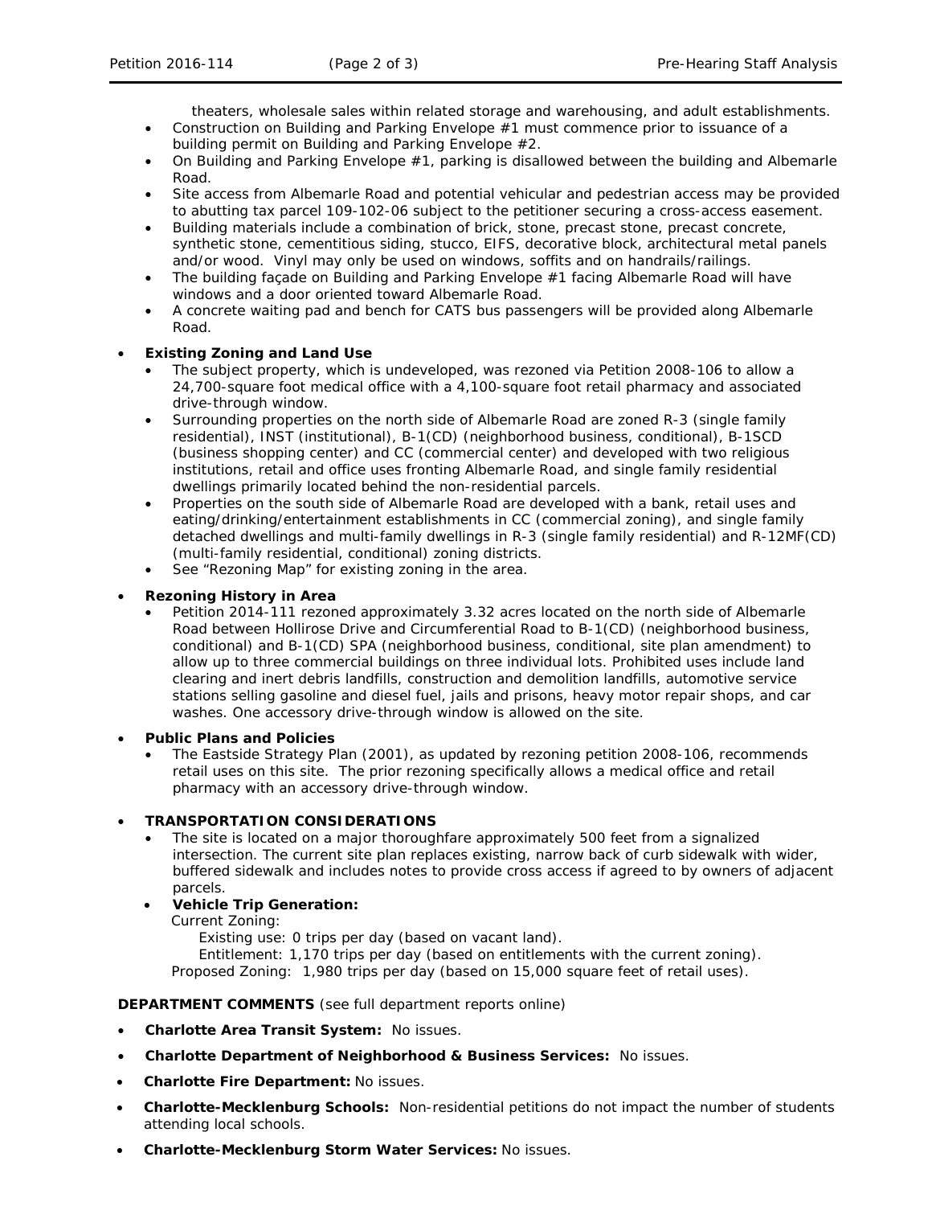theaters, wholesale sales within related storage and warehousing, and adult establishments.

- Construction on Building and Parking Envelope #1 must commence prior to issuance of a building permit on Building and Parking Envelope #2.
- On Building and Parking Envelope #1, parking is disallowed between the building and Albemarle Road.
- Site access from Albemarle Road and potential vehicular and pedestrian access may be provided to abutting tax parcel 109-102-06 subject to the petitioner securing a cross-access easement.
- Building materials include a combination of brick, stone, precast stone, precast concrete, synthetic stone, cementitious siding, stucco, EIFS, decorative block, architectural metal panels and/or wood. Vinyl may only be used on windows, soffits and on handrails/railings.
- The building façade on Building and Parking Envelope #1 facing Albemarle Road will have windows and a door oriented toward Albemarle Road.
- A concrete waiting pad and bench for CATS bus passengers will be provided along Albemarle Road.

- **Existing Zoning and Land Use**
  - The subject property, which is undeveloped, was rezoned via Petition 2008-106 to allow a 24,700-square foot medical office with a 4,100-square foot retail pharmacy and associated drive-through window.
  - Surrounding properties on the north side of Albemarle Road are zoned R-3 (single family residential), INST (institutional), B-1(CD) (neighborhood business, conditional), B-1SCD (business shopping center) and CC (commercial center) and developed with two religious institutions, retail and office uses fronting Albemarle Road, and single family residential dwellings primarily located behind the non-residential parcels.
  - Properties on the south side of Albemarle Road are developed with a bank, retail uses and eating/drinking/entertainment establishments in CC (commercial zoning), and single family detached dwellings and multi-family dwellings in R-3 (single family residential) and R-12MF(CD) (multi-family residential, conditional) zoning districts.
  - See "Rezoning Map" for existing zoning in the area.

- **Rezoning History in Area**
  - Petition 2014-111 rezoned approximately 3.32 acres located on the north side of Albemarle Road between Hollirose Drive and Circumferential Road to B-1(CD) (neighborhood business, conditional) and B-1(CD) SPA (neighborhood business, conditional, site plan amendment) to allow up to three commercial buildings on three individual lots. Prohibited uses include land clearing and inert debris landfills, construction and demolition landfills, automotive service stations selling gasoline and diesel fuel, jails and prisons, heavy motor repair shops, and car washes. One accessory drive-through window is allowed on the site.

- **Public Plans and Policies**
  - The Eastside Strategy Plan (2001), as updated by rezoning petition 2008-106, recommends retail uses on this site. The prior rezoning specifically allows a medical office and retail pharmacy with an accessory drive-through window.

- **TRANSPORTATION CONSIDERATIONS**
  - The site is located on a major thoroughfare approximately 500 feet from a signalized intersection. The current site plan replaces existing, narrow back of curb sidewalk with wider, buffered sidewalk and includes notes to provide cross access if agreed to by owners of adjacent parcels.
  - **Vehicle Trip Generation:**
    Current Zoning:
    Existing use: 0 trips per day (based on vacant land).
    Entitlement: 1,170 trips per day (based on entitlements with the current zoning).
    Proposed Zoning: 1,980 trips per day (based on 15,000 square feet of retail uses).

**DEPARTMENT COMMENTS** (see full department reports online)

- **Charlotte Area Transit System:** No issues.
- **Charlotte Department of Neighborhood & Business Services:** No issues.
- **Charlotte Fire Department:** No issues.
- **Charlotte-Mecklenburg Schools:** Non-residential petitions do not impact the number of students attending local schools.
- **Charlotte-Mecklenburg Storm Water Services:** No issues.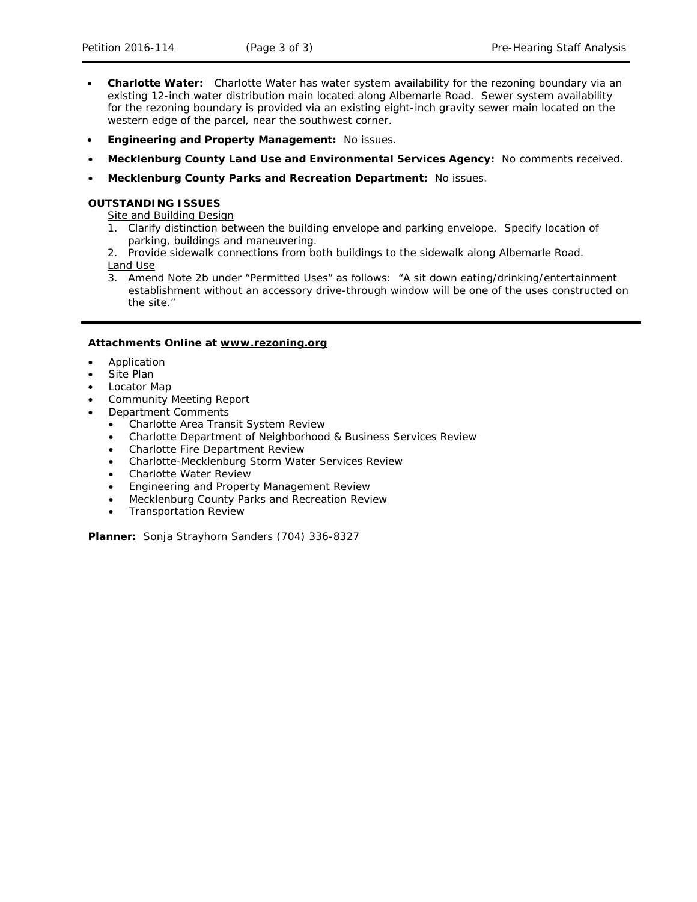- **Charlotte Water:** Charlotte Water has water system availability for the rezoning boundary via an existing 12-inch water distribution main located along Albemarle Road. Sewer system availability for the rezoning boundary is provided via an existing eight-inch gravity sewer main located on the western edge of the parcel, near the southwest corner.
- **Engineering and Property Management:** No issues.
- **Mecklenburg County Land Use and Environmental Services Agency:** No comments received.
- **Mecklenburg County Parks and Recreation Department:** No issues.

**OUTSTANDING ISSUES**

Site and Building Design

1. Clarify distinction between the building envelope and parking envelope. Specify location of parking, buildings and maneuvering.
2. Provide sidewalk connections from both buildings to the sidewalk along Albemarle Road.

Land Use

3. Amend Note 2b under "Permitted Uses" as follows: "A sit down eating/drinking/entertainment establishment without an accessory drive-through window will be one of the uses constructed on the site."

---

**Attachments Online at www.rezoning.org**

- Application
- Site Plan
- Locator Map
- Community Meeting Report
- Department Comments
  - Charlotte Area Transit System Review
  - Charlotte Department of Neighborhood & Business Services Review
  - Charlotte Fire Department Review
  - Charlotte-Mecklenburg Storm Water Services Review
  - Charlotte Water Review
  - Engineering and Property Management Review
  - Mecklenburg County Parks and Recreation Review
  - Transportation Review

**Planner:** Sonja Strayhorn Sanders (704) 336-8327